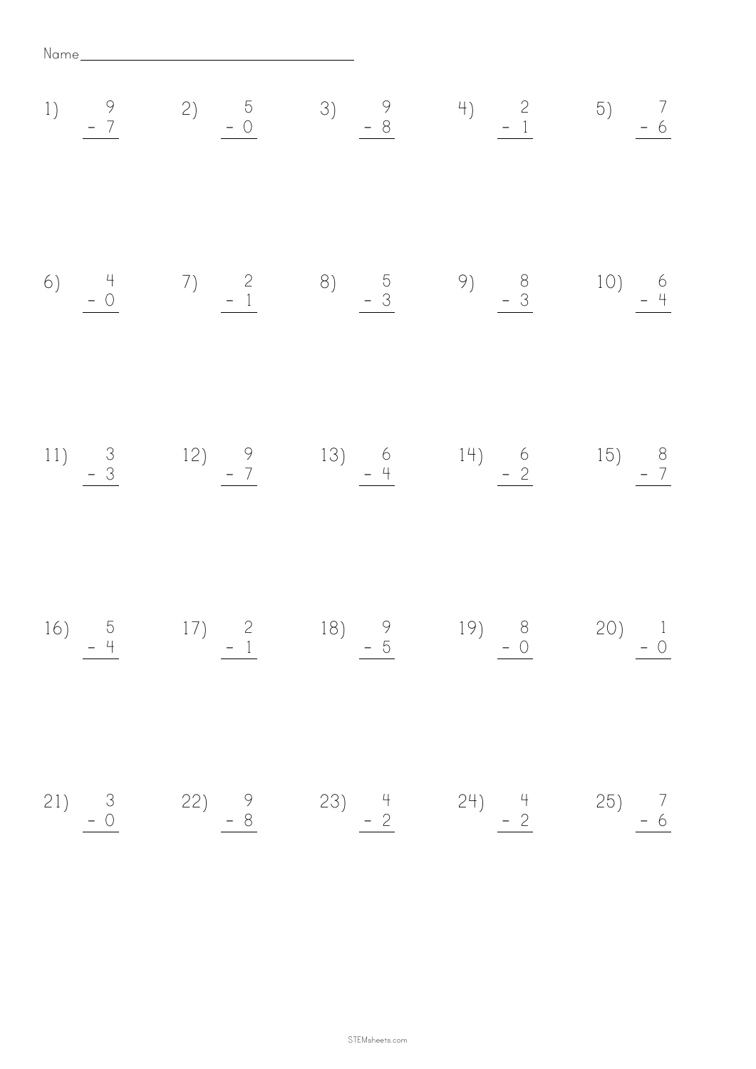Name________________________________

1) $\begin{array}{r} 9 \\ -\ 7 \\ \hline \end{array}$

2) $\begin{array}{r} 5 \\ -\ 0 \\ \hline \end{array}$

3) $\begin{array}{r} 9 \\ -\ 8 \\ \hline \end{array}$

4) $\begin{array}{r} 2 \\ -\ 1 \\ \hline \end{array}$

5) $\begin{array}{r} 7 \\ -\ 6 \\ \hline \end{array}$

6) $\begin{array}{r} 4 \\ -\ 0 \\ \hline \end{array}$

7) $\begin{array}{r} 2 \\ -\ 1 \\ \hline \end{array}$

8) $\begin{array}{r} 5 \\ -\ 3 \\ \hline \end{array}$

9) $\begin{array}{r} 8 \\ -\ 3 \\ \hline \end{array}$

10) $\begin{array}{r} 6 \\ -\ 4 \\ \hline \end{array}$

11) $\begin{array}{r} 3 \\ -\ 3 \\ \hline \end{array}$

12) $\begin{array}{r} 9 \\ -\ 7 \\ \hline \end{array}$

13) $\begin{array}{r} 6 \\ -\ 4 \\ \hline \end{array}$

14) $\begin{array}{r} 6 \\ -\ 2 \\ \hline \end{array}$

15) $\begin{array}{r} 8 \\ -\ 7 \\ \hline \end{array}$

16) $\begin{array}{r} 5 \\ -\ 4 \\ \hline \end{array}$

17) $\begin{array}{r} 2 \\ -\ 1 \\ \hline \end{array}$

18) $\begin{array}{r} 9 \\ -\ 5 \\ \hline \end{array}$

19) $\begin{array}{r} 8 \\ -\ 0 \\ \hline \end{array}$

20) $\begin{array}{r} 1 \\ -\ 0 \\ \hline \end{array}$

21) $\begin{array}{r} 3 \\ -\ 0 \\ \hline \end{array}$

22) $\begin{array}{r} 9 \\ -\ 8 \\ \hline \end{array}$

23) $\begin{array}{r} 4 \\ -\ 2 \\ \hline \end{array}$

24) $\begin{array}{r} 4 \\ -\ 2 \\ \hline \end{array}$

25) $\begin{array}{r} 7 \\ -\ 6 \\ \hline \end{array}$

STEMsheets.com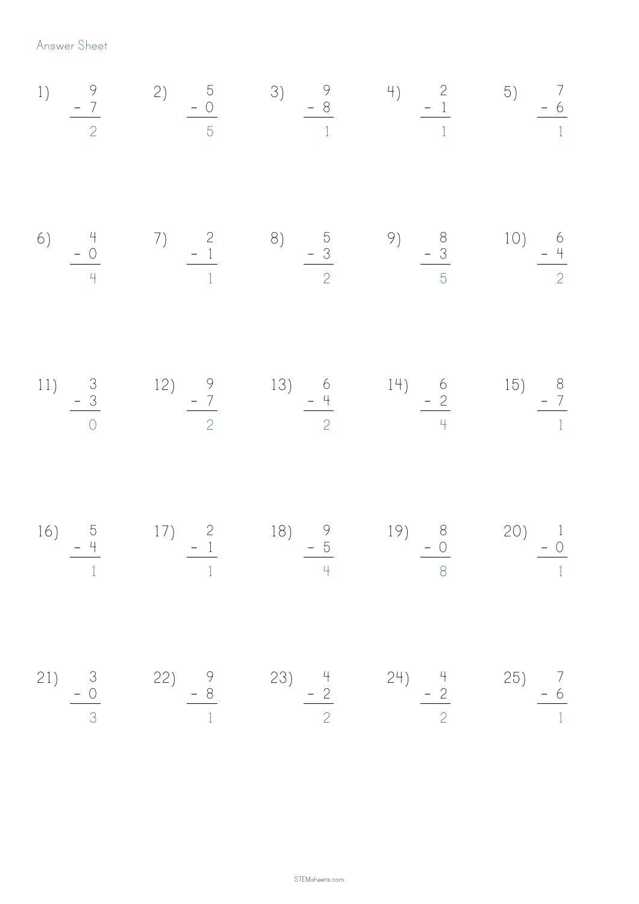Answer Sheet

| | | | | |
|---|---|---|---|---|
| 1) $9 - 7 = 2$ | 2) $5 - 0 = 5$ | 3) $9 - 8 = 1$ | 4) $2 - 1 = 1$ | 5) $7 - 6 = 1$ |
| 6) $4 - 0 = 4$ | 7) $2 - 1 = 1$ | 8) $5 - 3 = 2$ | 9) $8 - 3 = 5$ | 10) $6 - 4 = 2$ |
| 11) $3 - 3 = 0$ | 12) $9 - 7 = 2$ | 13) $6 - 4 = 2$ | 14) $6 - 2 = 4$ | 15) $8 - 7 = 1$ |
| 16) $5 - 4 = 1$ | 17) $2 - 1 = 1$ | 18) $9 - 5 = 4$ | 19) $8 - 0 = 8$ | 20) $1 - 0 = 1$ |
| 21) $3 - 0 = 3$ | 22) $9 - 8 = 1$ | 23) $4 - 2 = 2$ | 24) $4 - 2 = 2$ | 25) $7 - 6 = 1$ |

STEMsheets.com